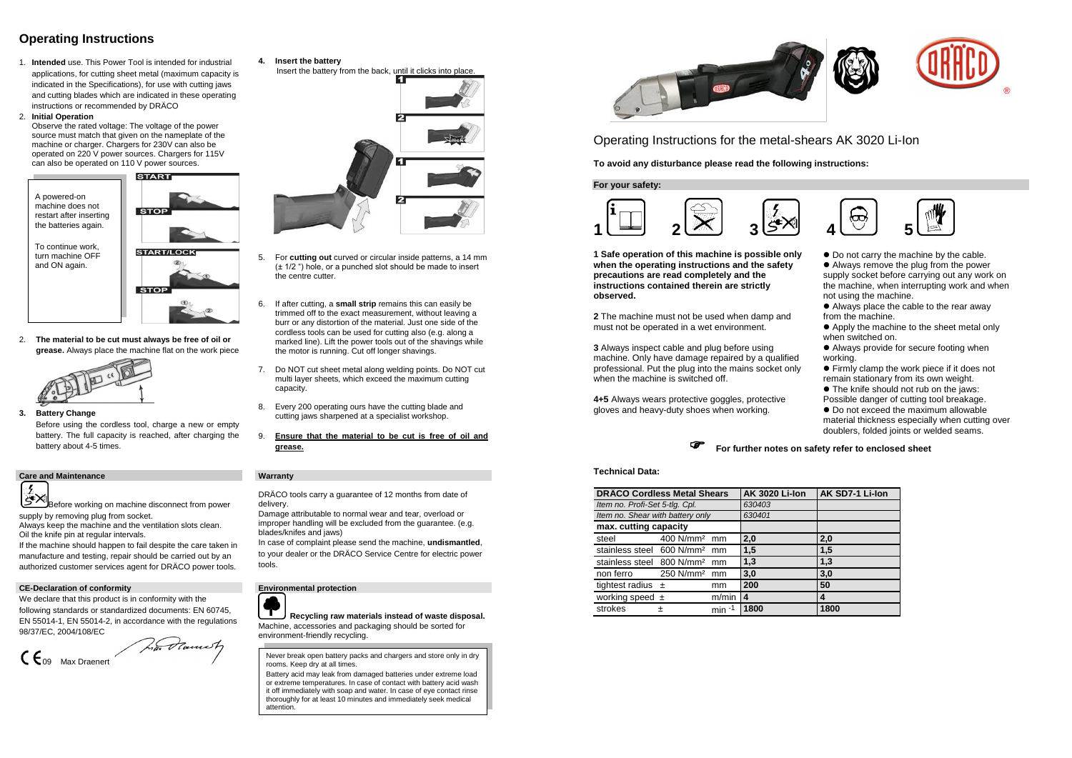# Operating Instructions

1. **Intended** use. This Power Tool is intended for industrial applications, for cutting sheet metal (maximum capacity is indicated in the Specifications), for use with cutting jaws and cutting blades which are indicated in these operating instructions or recommended by DRÄCO

2. **Initial Operation**
   Observe the rated voltage: The voltage of the power source must match that given on the nameplate of the machine or charger. Chargers for 230V can also be operated on 220 V power sources. Chargers for 115V can also be operated on 110 V power sources.

A powered-on machine does not restart after inserting the batteries again.

To continue work, turn machine OFF and ON again.

START

STOP

START/LOCK

STOP

2. **The material to be cut must always be free of oil or grease.** Always place the machine flat on the work piece

3. **Battery Change**
   Before using the cordless tool, charge a new or empty battery. The full capacity is reached, after charging the battery about 4-5 times.

4. **Insert the battery**
   Insert the battery from the back, until it clicks into place.

5. For **cutting out** curved or circular inside patterns, a 14 mm (± 1/2 ") hole, or a punched slot should be made to insert the centre cutter.

6. If after cutting, a **small strip** remains this can easily be trimmed off to the exact measurement, without leaving a burr or any distortion of the material. Just one side of the cordless tools can be used for cutting also (e.g. along a marked line). Lift the power tools out of the shavings while the motor is running. Cut off longer shavings.

7. Do NOT cut sheet metal along welding points. Do NOT cut multi layer sheets, which exceed the maximum cutting capacity.

8. Every 200 operating ours have the cutting blade and cutting jaws sharpened at a specialist workshop.

9. **Ensure that the material to be cut is free of oil and grease.**

### Care and Maintenance

Before working on machine disconnect from power supply by removing plug from socket.
Always keep the machine and the ventilation slots clean.
Oil the knife pin at regular intervals.
If the machine should happen to fail despite the care taken in manufacture and testing, repair should be carried out by an authorized customer services agent for DRÄCO power tools.

### CE-Declaration of conformity

We declare that this product is in conformity with the following standards or standardized documents: EN 60745, EN 55014-1, EN 55014-2, in accordance with the regulations 98/37/EC, 2004/108/EC

CE 09 Max Draenert

### Warranty

DRÄCO tools carry a guarantee of 12 months from date of delivery.
Damage attributable to normal wear and tear, overload or improper handling will be excluded from the guarantee. (e.g. blades/knifes and jaws)
In case of complaint please send the machine, **undismantled**, to your dealer or the DRÄCO Service Centre for electric power tools.

### Environmental protection

**Recycling raw materials instead of waste disposal.**
Machine, accessories and packaging should be sorted for environment-friendly recycling.

Never break open battery packs and chargers and store only in dry rooms. Keep dry at all times.

Battery acid may leak from damaged batteries under extreme load or extreme temperatures. In case of contact with battery acid wash it off immediately with soap and water. In case of eye contact rinse thoroughly for at least 10 minutes and immediately seek medical attention.

## Operating Instructions for the metal-shears AK 3020 Li-Ion

**To avoid any disturbance please read the following instructions:**

### For your safety:

1 2 3 4 5

**1 Safe operation of this machine is possible only when the operating instructions and the safety precautions are read completely and the instructions contained therein are strictly observed.**

**2** The machine must not be used when damp and must not be operated in a wet environment.

**3** Always inspect cable and plug before using machine. Only have damage repaired by a qualified professional. Put the plug into the mains socket only when the machine is switched off.

**4+5** Always wears protective goggles, protective gloves and heavy-duty shoes when working.

- Do not carry the machine by the cable.
- Always remove the plug from the power supply socket before carrying out any work on the machine, when interrupting work and when not using the machine.
- Always place the cable to the rear away from the machine.
- Apply the machine to the sheet metal only when switched on.
- Always provide for secure footing when working.
- Firmly clamp the work piece if it does not remain stationary from its own weight.
- The knife should not rub on the jaws: Possible danger of cutting tool breakage.
- Do not exceed the maximum allowable material thickness especially when cutting over doublers, folded joints or welded seams.

**For further notes on safety refer to enclosed sheet**

### Technical Data:

| DRÄCO Cordless Metal Shears | | | AK 3020 Li-Ion | AK SD7-1 Li-Ion |
|---|---|---|---|---|
| *Item no. Profi-Set 5-tlg. Cpl.* | | | *630403* | |
| *Item no. Shear with battery only* | | | *630401* | |
| **max. cutting capacity** | | | | |
| steel | 400 N/mm² | mm | **2,0** | **2,0** |
| stainless steel | 600 N/mm² | mm | **1,5** | **1,5** |
| stainless steel | 800 N/mm² | mm | **1,3** | **1,3** |
| non ferro | 250 N/mm² | mm | **3,0** | **3,0** |
| tightest radius | ± | mm | **200** | **50** |
| working speed | ± | m/min | **4** | **4** |
| strokes | ± | $min^{-1}$ | **1800** | **1800** |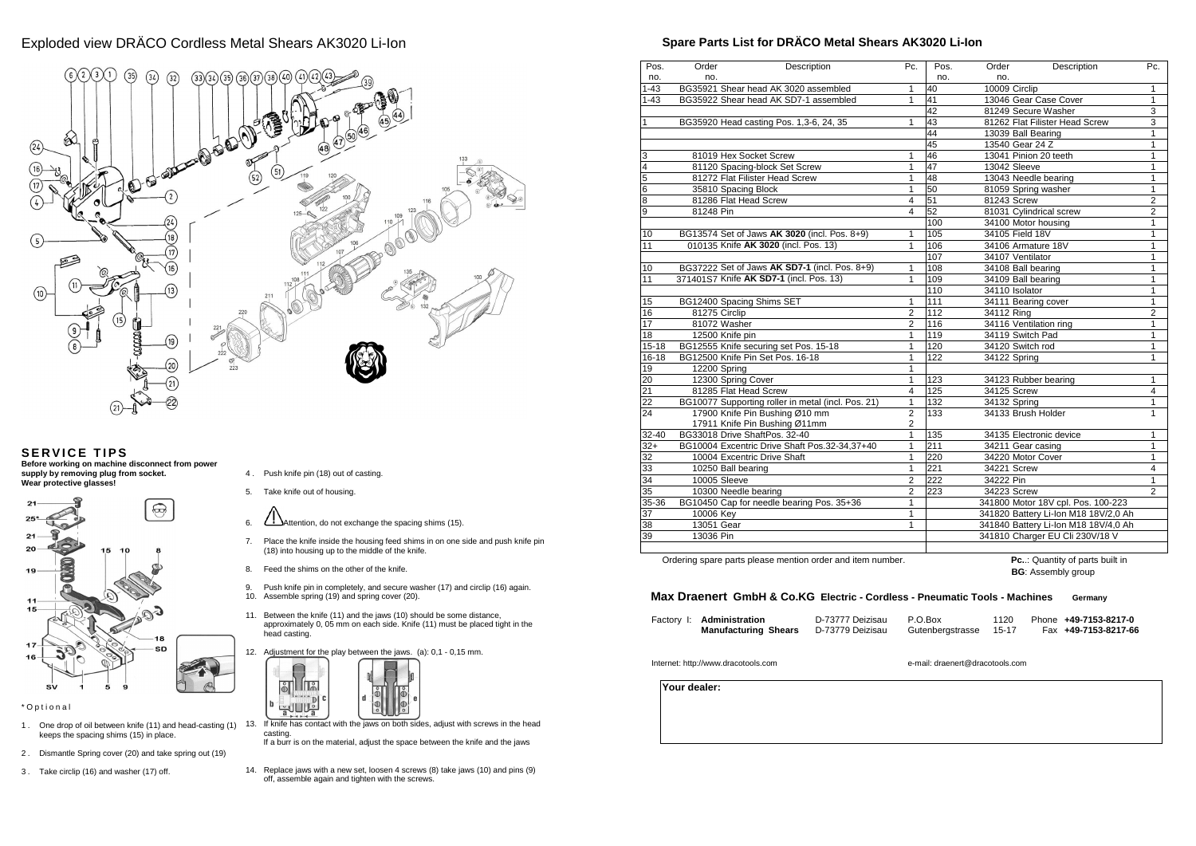# Exploded view DRÄCO Cordless Metal Shears AK3020 Li-Ion

## SERVICE TIPS

**Before working on machine disconnect from power supply by removing plug from socket.**
**Wear protective glasses!**

*Optional

1. One drop of oil between knife (11) and head-casting (1) keeps the spacing shims (15) in place.
2. Dismantle Spring cover (20) and take spring out (19)
3. Take circlip (16) and washer (17) off.
4. Push knife pin (18) out of casting.
5. Take knife out of housing.
6. Attention, do not exchange the spacing shims (15).
7. Place the knife inside the housing feed shims in on one side and push knife pin (18) into housing up to the middle of the knife.
8. Feed the shims on the other of the knife.
9. Push knife pin in completely, and secure washer (17) and circlip (16) again.
10. Assemble spring (19) and spring cover (20).
11. Between the knife (11) and the jaws (10) should be some distance, approximately 0, 05 mm on each side. Knife (11) must be placed tight in the head casting.
12. Adjustment for the play between the jaws. (a): 0,1 - 0,15 mm.
13. If knife has contact with the jaws on both sides, adjust with screws in the head casting.
    If a burr is on the material, adjust the space between the knife and the jaws
14. Replace jaws with a new set, loosen 4 screws (8) take jaws (10) and pins (9) off, assemble again and tighten with the screws.

## Spare Parts List for DRÄCO Metal Shears AK3020 Li-Ion

| Pos. no. | Order no. | Description | Pc. | Pos. no. | Order no. | Description | Pc. |
|---|---|---|---|---|---|---|---|
| 1-43 | BG35921 | Shear head AK 3020 assembled | 1 | 40 | 10009 | Circlip | 1 |
| 1-43 | BG35922 | Shear head AK SD7-1 assembled | 1 | 41 | 13046 | Gear Case Cover | 1 |
| | | | | 42 | 81249 | Secure Washer | 3 |
| 1 | BG35920 | Head casting Pos. 1,3-6, 24, 35 | 1 | 43 | 81262 | Flat Filister Head Screw | 3 |
| | | | | 44 | 13039 | Ball Bearing | 1 |
| | | | | 45 | 13540 | Gear 24 Z | 1 |
| 3 | 81019 | Hex Socket Screw | 1 | 46 | 13041 | Pinion 20 teeth | 1 |
| 4 | 81120 | Spacing-block Set Screw | 1 | 47 | 13042 | Sleeve | 1 |
| 5 | 81272 | Flat Filister Head Screw | 1 | 48 | 13043 | Needle bearing | 1 |
| 6 | 35810 | Spacing Block | 1 | 50 | 81059 | Spring washer | 1 |
| 8 | 81286 | Flat Head Screw | 4 | 51 | 81243 | Screw | 2 |
| 9 | 81248 | Pin | 4 | 52 | 81031 | Cylindrical screw | 2 |
| | | | | 100 | 34100 | Motor housing | 1 |
| 10 | BG13574 | Set of Jaws **AK 3020** (incl. Pos. 8+9) | 1 | 105 | 34105 | Field 18V | 1 |
| 11 | 010135 | Knife **AK 3020** (incl. Pos. 13) | 1 | 106 | 34106 | Armature 18V | 1 |
| | | | | 107 | 34107 | Ventilator | 1 |
| 10 | BG37222 | Set of Jaws **AK SD7-1** (incl. Pos. 8+9) | 1 | 108 | 34108 | Ball bearing | 1 |
| 11 | 371401S7 | Knife **AK SD7-1** (incl. Pos. 13) | 1 | 109 | 34109 | Ball bearing | 1 |
| | | | | 110 | 34110 | Isolator | 1 |
| 15 | BG12400 | Spacing Shims SET | 1 | 111 | 34111 | Bearing cover | 1 |
| 16 | 81275 | Circlip | 2 | 112 | 34112 | Ring | 2 |
| 17 | 81072 | Washer | 2 | 116 | 34116 | Ventilation ring | 1 |
| 18 | 12500 | Knife pin | 1 | 119 | 34119 | Switch Pad | 1 |
| 15-18 | BG12555 | Knife securing set Pos. 15-18 | 1 | 120 | 34120 | Switch rod | 1 |
| 16-18 | BG12500 | Knife Pin Set Pos. 16-18 | 1 | 122 | 34122 | Spring | 1 |
| 19 | 12200 | Spring | 1 | | | | |
| 20 | 12300 | Spring Cover | 1 | 123 | 34123 | Rubber bearing | 1 |
| 21 | 81285 | Flat Head Screw | 4 | 125 | 34125 | Screw | 4 |
| 22 | BG10077 | Supporting roller in metal (incl. Pos. 21) | 1 | 132 | 34132 | Spring | 1 |
| 24 | 17900 | Knife Pin Bushing Ø10 mm | 2 | 133 | 34133 | Brush Holder | 1 |
| | 17911 | Knife Pin Bushing Ø11mm | 2 | | | | |
| 32-40 | BG33018 | Drive ShaftPos. 32-40 | 1 | 135 | 34135 | Electronic device | 1 |
| 32+ | BG10004 | Excentric Drive Shaft Pos.32-34,37+40 | 1 | 211 | 34211 | Gear casing | 1 |
| 32 | 10004 | Excentric Drive Shaft | 1 | 220 | 34220 | Motor Cover | 1 |
| 33 | 10250 | Ball bearing | 1 | 221 | 34221 | Screw | 4 |
| 34 | 10005 | Sleeve | 2 | 222 | 34222 | Pin | 1 |
| 35 | 10300 | Needle bearing | 2 | 223 | 34223 | Screw | 2 |
| 35-36 | BG10450 | Cap for needle bearing Pos. 35+36 | 1 | | 341800 | Motor 18V cpl. Pos. 100-223 | |
| 37 | 10006 | Key | 1 | | 341820 | Battery Li-Ion M18 18V/2,0 Ah | |
| 38 | 13051 | Gear | 1 | | 341840 | Battery Li-Ion M18 18V/4,0 Ah | |
| 39 | 13036 | Pin | | | 341810 | Charger EU Cli 230V/18 V | |

Ordering spare parts please mention order and item number.

**Pc.**: Quantity of parts built in
**BG**: Assembly group

**Max Draenert GmbH & Co.KG Electric - Cordless - Pneumatic Tools - Machines Germany**

| | | | | |
|---|---|---|---|---|
| Factory I: **Administration** | D-73777 Deizisau | P.O.Box | 1120 | Phone **+49-7153-8217-0** |
| **Manufacturing Shears** | D-73779 Deizisau | Gutenbergstrasse | 15-17 | Fax **+49-7153-8217-66** |

Internet: http://www.dracotools.com e-mail: draenert@dracotools.com

**Your dealer:**